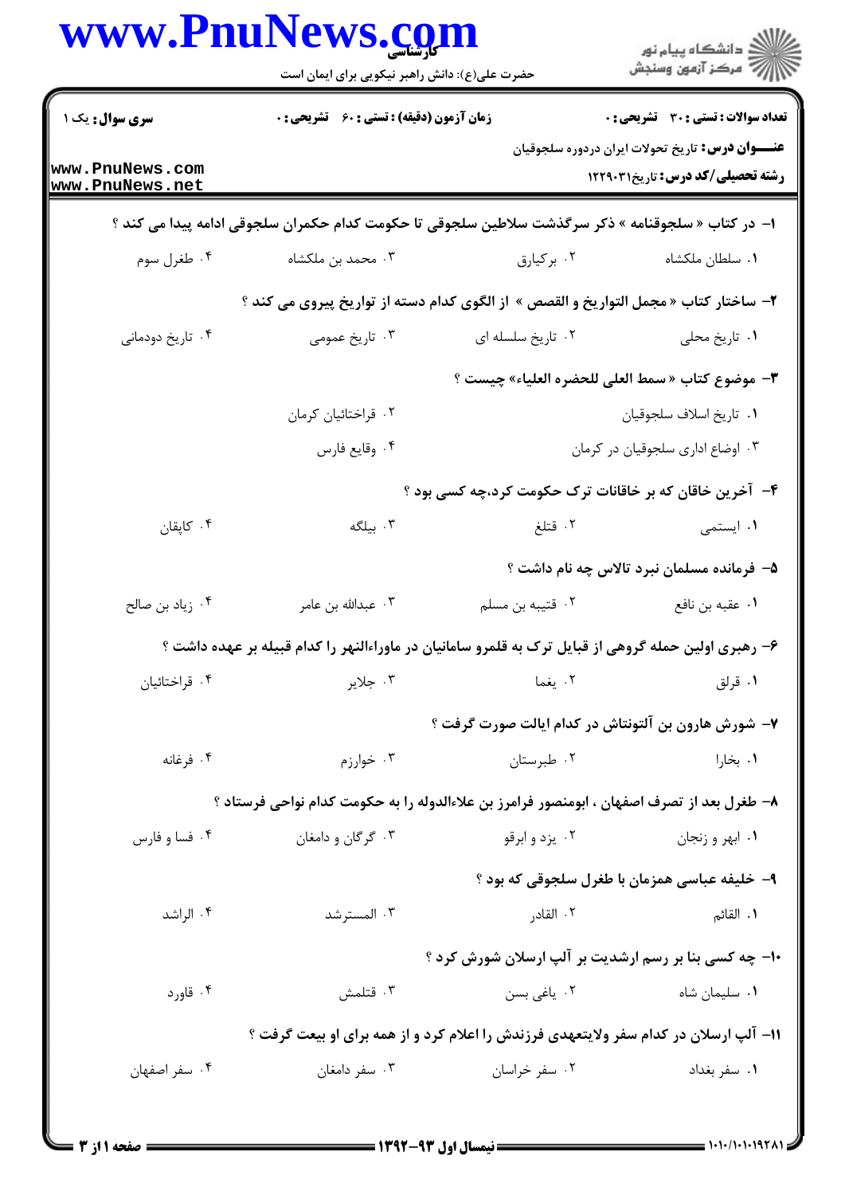**سری سوال:** یک ۱

**زمان آزمون (دقیقه) : تستی : ۶۰ تشریحی : ۰**

**تعداد سوالات : تستی : ۳۰ تشریحی : ۰**

**عنـــوان درس:** تاریخ تحولات ایران دردوره سلجوقیان

**رشته تحصیلی/کد درس:** تاریخ۱۲۲۹۰۳۱

۱- در کتاب « سلجوقنامه » ذکر سرگذشت سلاطین سلجوقی تا حکومت کدام حکمران سلجوقی ادامه پیدا می کند ؟

۱. سلطان ملکشاه
۲. برکیارق
۳. محمد بن ملکشاه
۴. طغرل سوم

۲- ساختار کتاب « مجمل التواریخ و القصص » از الگوی کدام دسته از تواریخ پیروی می کند ؟

۱. تاریخ محلی
۲. تاریخ سلسله ای
۳. تاریخ عمومی
۴. تاریخ دودمانی

۳- موضوع کتاب « سمط العلی للحضره العلیاء» چیست ؟

۱. تاریخ اسلاف سلجوقیان
۲. قراختائیان کرمان
۳. اوضاع اداری سلجوقیان در کرمان
۴. وقایع فارس

۴- آخرین خاقان که بر خاقانات ترک حکومت کرد،چه کسی بود ؟

۱. ایستمی
۲. قتلغ
۳. بیلگه
۴. کاپقان

۵- فرمانده مسلمان نبرد تالاس چه نام داشت ؟

۱. عقبه بن نافع
۲. قتیبه بن مسلم
۳. عبدالله بن عامر
۴. زیاد بن صالح

۶- رهبری اولین حمله گروهی از قبایل ترک به قلمرو سامانیان در ماوراءالنهر را کدام قبیله بر عهده داشت ؟

۱. قرلق
۲. یغما
۳. جلایر
۴. قراختائیان

۷- شورش هارون بن آلتونتاش در کدام ایالت صورت گرفت ؟

۱. بخارا
۲. طبرستان
۳. خوارزم
۴. فرغانه

۸- طغرل بعد از تصرف اصفهان ، ابومنصور فرامرز بن علاءالدوله را به حکومت کدام نواحی فرستاد ؟

۱. ابهر و زنجان
۲. یزد و ابرقو
۳. گرگان و دامغان
۴. فسا و فارس

۹- خلیفه عباسی همزمان با طغرل سلجوقی که بود ؟

۱. القائم
۲. القادر
۳. المسترشد
۴. الراشد

۱۰- چه کسی بنا بر رسم ارشدیت بر آلپ ارسلان شورش کرد ؟

۱. سلیمان شاه
۲. یاغی بسن
۳. قتلمش
۴. قاورد

۱۱- آلپ ارسلان در کدام سفر ولایتعهدی فرزندش را اعلام کرد و از همه برای او بیعت گرفت ؟

۱. سفر بغداد
۲. سفر خراسان
۳. سفر دامغان
۴. سفر اصفهان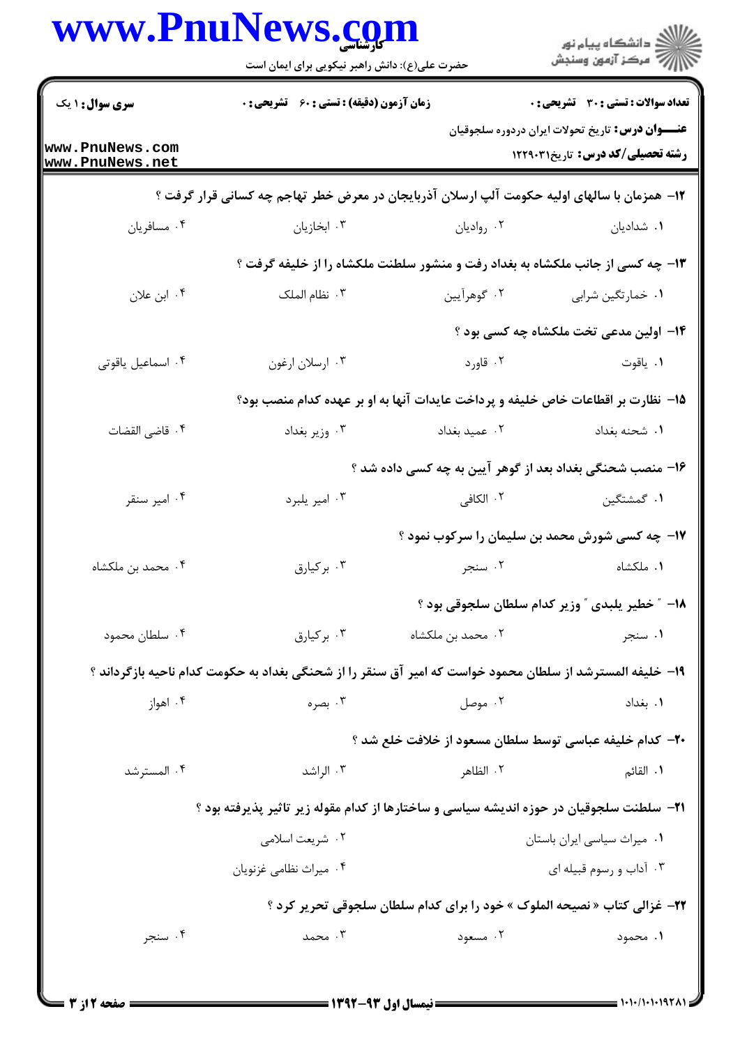سری سوال: ۱ یک | زمان آزمون (دقیقه) : تستی : ۶۰ تشریحی : ۰ | تعداد سوالات : تستی : ۳۰ تشریحی : ۰

**عنـــوان درس:** تاریخ تحولات ایران دردوره سلجوقیان

**رشته تحصیلی/کد درس:** تاریخ۱۲۲۹۰۳۱

**۱۲- همزمان با سالهای اولیه حکومت آلپ ارسلان آذربایجان در معرض خطر تهاجم چه کسانی قرار گرفت ؟**

۱. شدادیان
۲. روادیان
۳. ابخازیان
۴. مسافریان

**۱۳- چه کسی از جانب ملکشاه به بغداد رفت و منشور سلطنت ملکشاه را از خلیفه گرفت ؟**

۱. خمارتگین شرابی
۲. گوهرآیین
۳. نظام الملک
۴. ابن علان

**۱۴- اولین مدعی تخت ملکشاه چه کسی بود ؟**

۱. یاقوت
۲. قاورد
۳. ارسلان ارغون
۴. اسماعیل یاقوتی

**۱۵- نظارت بر اقطاعات خاص خلیفه و پرداخت عایدات آنها به او بر عهده کدام منصب بود؟**

۱. شحنه بغداد
۲. عمید بغداد
۳. وزیر بغداد
۴. قاضی القضات

**۱۶- منصب شحنگی بغداد بعد از گوهر آیین به چه کسی داده شد ؟**

۱. گمشتگین
۲. الکافی
۳. امیر یلبرد
۴. امیر سنقر

**۱۷- چه کسی شورش محمد بن سلیمان را سرکوب نمود ؟**

۱. ملکشاه
۲. سنجر
۳. برکیارق
۴. محمد بن ملکشاه

**۱۸- " خطیر یلبدی " وزیر کدام سلطان سلجوقی بود ؟**

۱. سنجر
۲. محمد بن ملکشاه
۳. برکیارق
۴. سلطان محمود

**۱۹- خلیفه المسترشد از سلطان محمود خواست که امیر آق سنقر را از شحنگی بغداد به حکومت کدام ناحیه بازگرداند ؟**

۱. بغداد
۲. موصل
۳. بصره
۴. اهواز

**۲۰- کدام خلیفه عباسی توسط سلطان مسعود از خلافت خلع شد ؟**

۱. القائم
۲. الظاهر
۳. الراشد
۴. المسترشد

**۲۱- سلطنت سلجوقیان در حوزه اندیشه سیاسی و ساختارها از کدام مقوله زیر تاثیر پذیرفته بود ؟**

۱. میراث سیاسی ایران باستان
۲. شریعت اسلامی
۳. آداب و رسوم قبیله ای
۴. میراث نظامی غزنویان

**۲۲- غزالی کتاب « نصیحه الملوک » خود را برای کدام سلطان سلجوقی تحریر کرد ؟**

۱. محمود
۲. مسعود
۳. محمد
۴. سنجر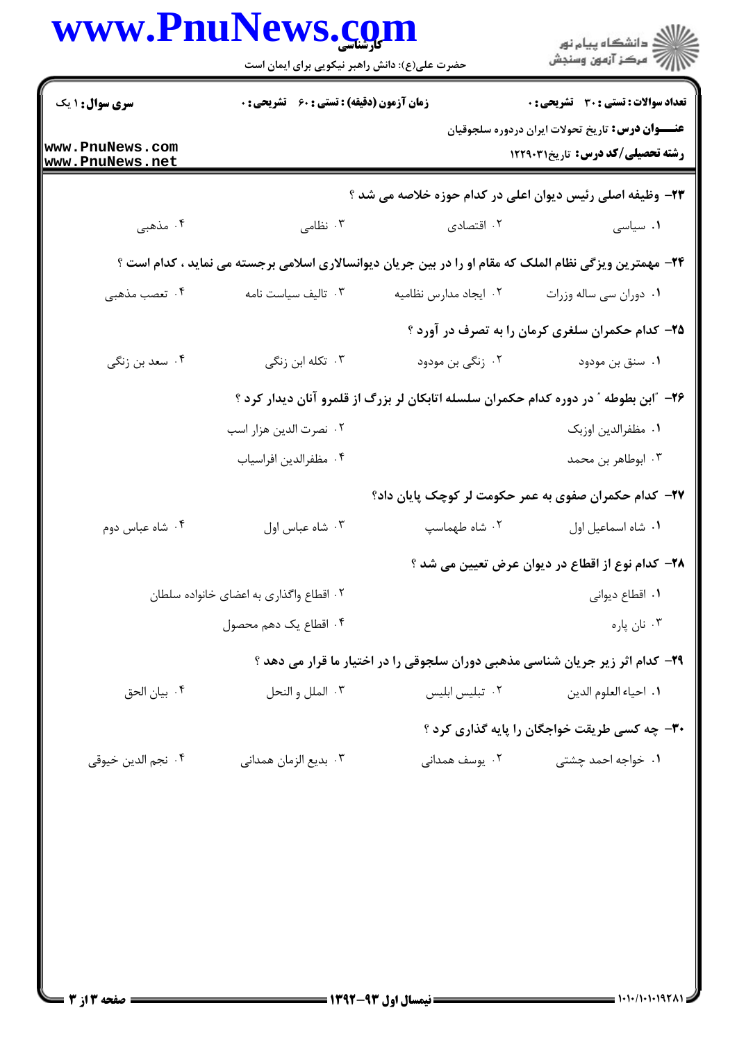۲۳- وظیفه اصلی رئیس دیوان اعلی در کدام حوزه خلاصه می شد ؟

۱. سیاسی ۲. اقتصادی ۳. نظامی ۴. مذهبی

۲۴- مهمترین ویژگی نظام الملک که مقام او را در بین جریان دیوانسالاری اسلامی برجسته می نماید ، کدام است ؟

۱. دوران سی ساله وزرات ۲. ایجاد مدارس نظامیه ۳. تالیف سیاست نامه ۴. تعصب مذهبی

۲۵- کدام حکمران سلغری کرمان را به تصرف در آورد ؟

۱. سنق بن مودود ۲. زنگی بن مودود ۳. تکله ابن زنگی ۴. سعد بن زنگی

۲۶- "ابن بطوطه " در دوره کدام حکمران سلسله اتابکان لر بزرگ از قلمرو آنان دیدار کرد ؟

۱. مظفرالدین اوزبک
۲. نصرت الدین هزار اسب
۳. ابوطاهر بن محمد
۴. مظفرالدین افراسیاب

۲۷- کدام حکمران صفوی به عمر حکومت لر کوچک پایان داد؟

۱. شاه اسماعیل اول ۲. شاه طهماسب ۳. شاه عباس اول ۴. شاه عباس دوم

۲۸- کدام نوع از اقطاع در دیوان عرض تعیین می شد ؟

۱. اقطاع دیوانی
۲. اقطاع واگذاری به اعضای خانواده سلطان
۳. نان پاره
۴. اقطاع یک دهم محصول

۲۹- کدام اثر زیر جریان شناسی مذهبی دوران سلجوقی را در اختیار ما قرار می دهد ؟

۱. احیاء العلوم الدین ۲. تبلیس ابلیس ۳. الملل و النحل ۴. بیان الحق

۳۰- چه کسی طریقت خواجگان را پایه گذاری کرد ؟

۱. خواجه احمد چشتی ۲. یوسف همدانی ۳. بدیع الزمان همدانی ۴. نجم الدین خیوقی